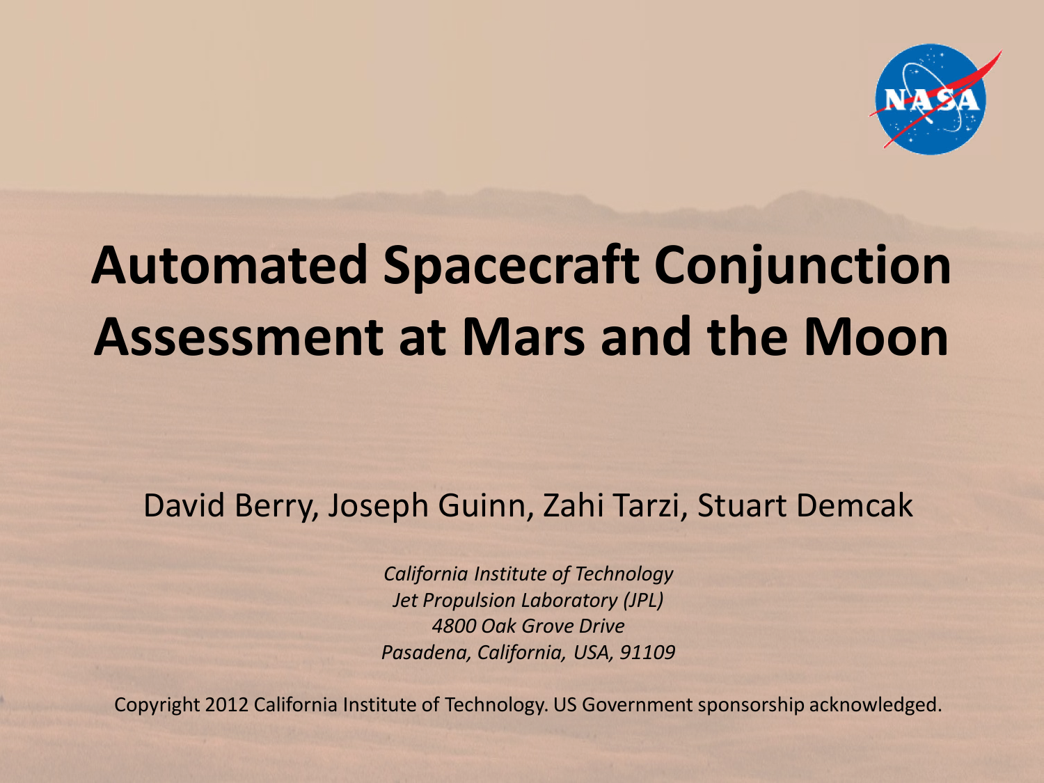# Automated Spacecraft Conjunction Assessment at Mars and the Moon

David Berry, Joseph Guinn, Zahi Tarzi, Stuart Demcak

*California Institute of Technology*
*Jet Propulsion Laboratory (JPL)*
*4800 Oak Grove Drive*
*Pasadena, California, USA, 91109*

Copyright 2012 California Institute of Technology. US Government sponsorship acknowledged.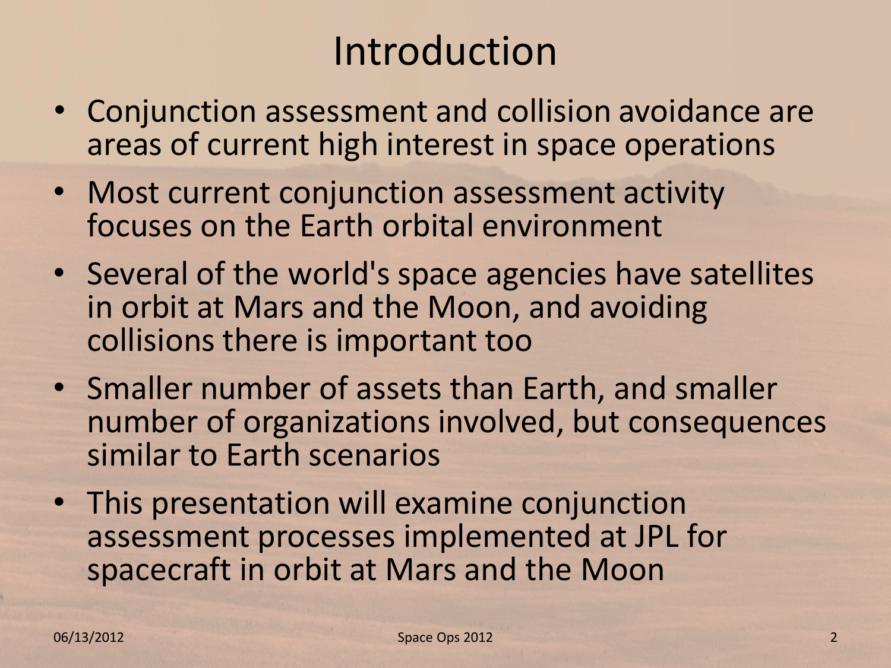# Introduction

- Conjunction assessment and collision avoidance are areas of current high interest in space operations
- Most current conjunction assessment activity focuses on the Earth orbital environment
- Several of the world's space agencies have satellites in orbit at Mars and the Moon, and avoiding collisions there is important too
- Smaller number of assets than Earth, and smaller number of organizations involved, but consequences similar to Earth scenarios
- This presentation will examine conjunction assessment processes implemented at JPL for spacecraft in orbit at Mars and the Moon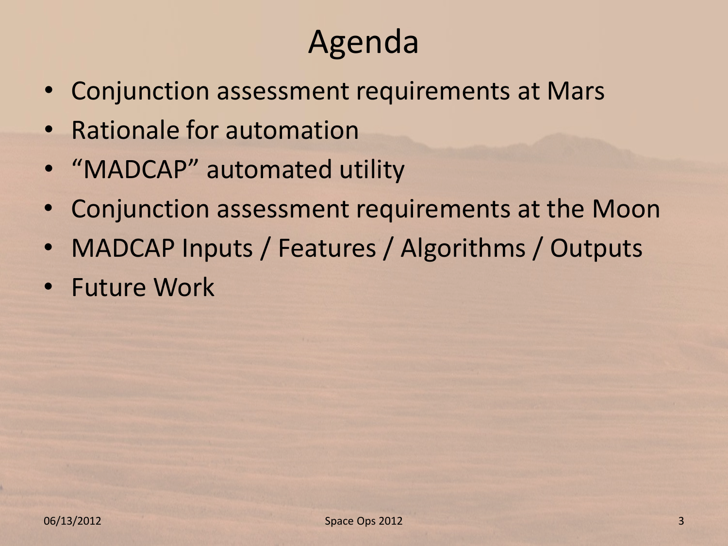# Agenda

- Conjunction assessment requirements at Mars
- Rationale for automation
- “MADCAP” automated utility
- Conjunction assessment requirements at the Moon
- MADCAP Inputs / Features / Algorithms / Outputs
- Future Work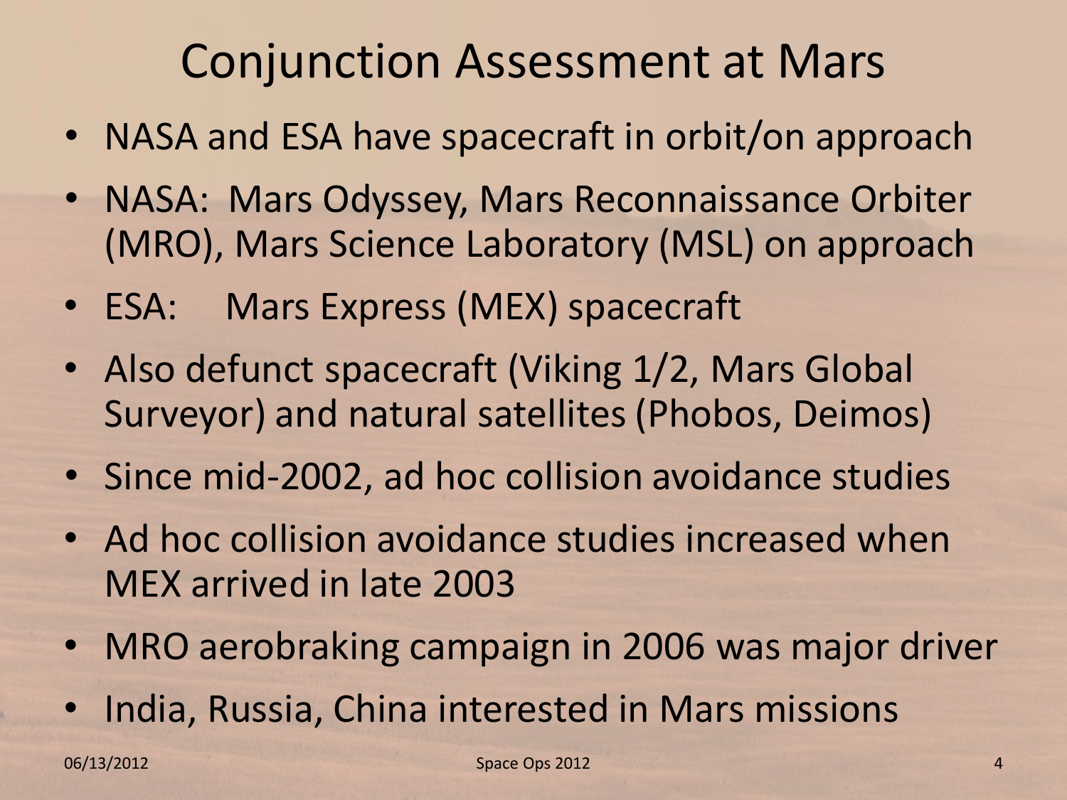# Conjunction Assessment at Mars

- NASA and ESA have spacecraft in orbit/on approach
- NASA: Mars Odyssey, Mars Reconnaissance Orbiter (MRO), Mars Science Laboratory (MSL) on approach
- ESA: Mars Express (MEX) spacecraft
- Also defunct spacecraft (Viking 1/2, Mars Global Surveyor) and natural satellites (Phobos, Deimos)
- Since mid-2002, ad hoc collision avoidance studies
- Ad hoc collision avoidance studies increased when MEX arrived in late 2003
- MRO aerobraking campaign in 2006 was major driver
- India, Russia, China interested in Mars missions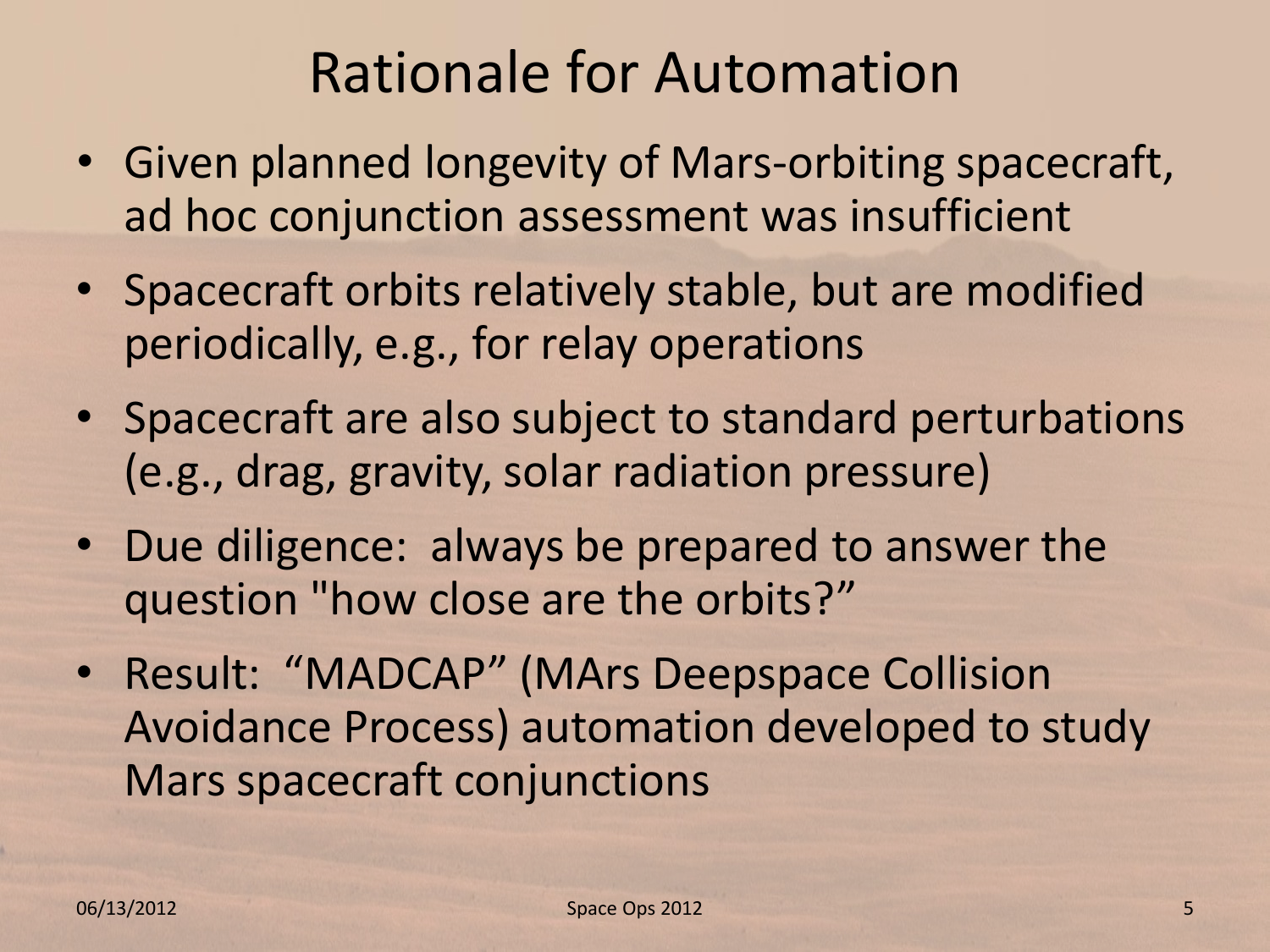# Rationale for Automation

- Given planned longevity of Mars-orbiting spacecraft, ad hoc conjunction assessment was insufficient
- Spacecraft orbits relatively stable, but are modified periodically, e.g., for relay operations
- Spacecraft are also subject to standard perturbations (e.g., drag, gravity, solar radiation pressure)
- Due diligence: always be prepared to answer the question "how close are the orbits?”
- Result: “MADCAP” (MArs Deepspace Collision Avoidance Process) automation developed to study Mars spacecraft conjunctions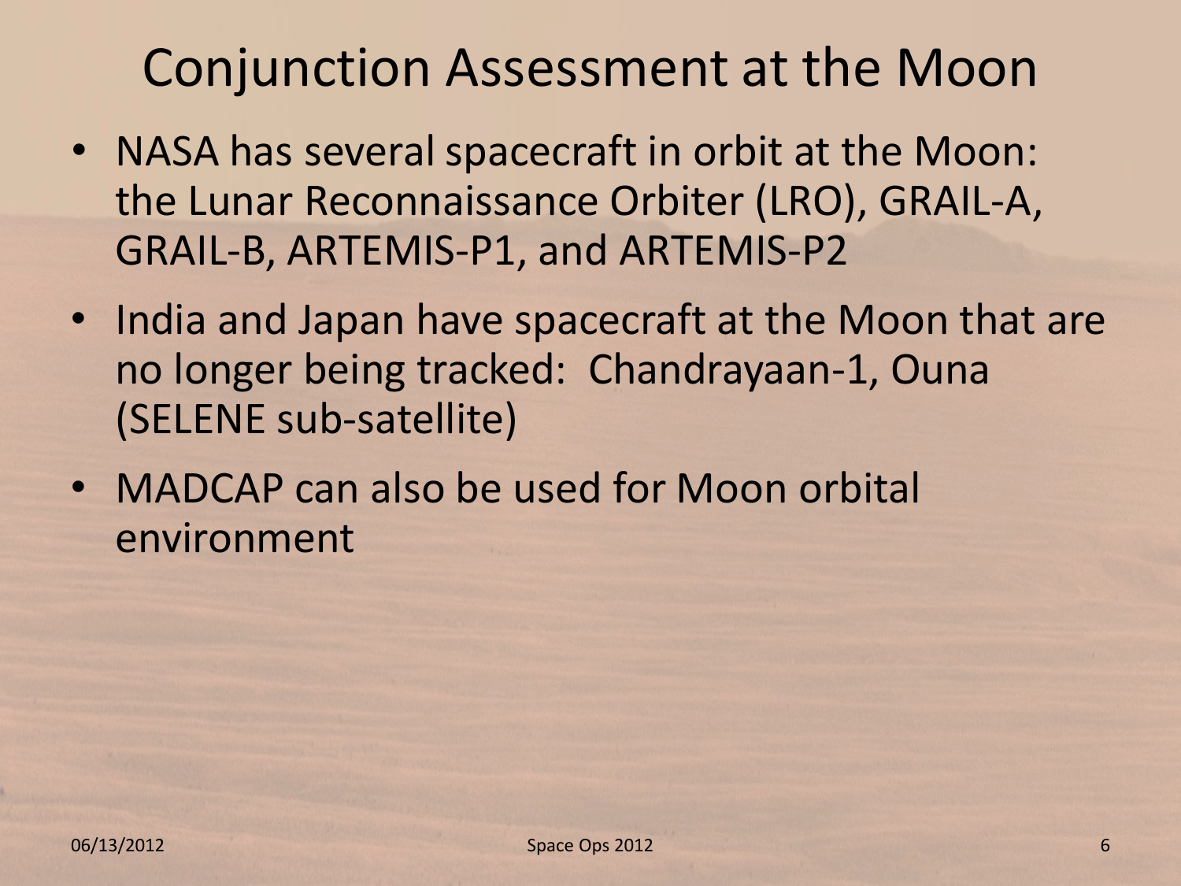# Conjunction Assessment at the Moon

- NASA has several spacecraft in orbit at the Moon: the Lunar Reconnaissance Orbiter (LRO), GRAIL-A, GRAIL-B, ARTEMIS-P1, and ARTEMIS-P2
- India and Japan have spacecraft at the Moon that are no longer being tracked: Chandrayaan-1, Ouna (SELENE sub-satellite)
- MADCAP can also be used for Moon orbital environment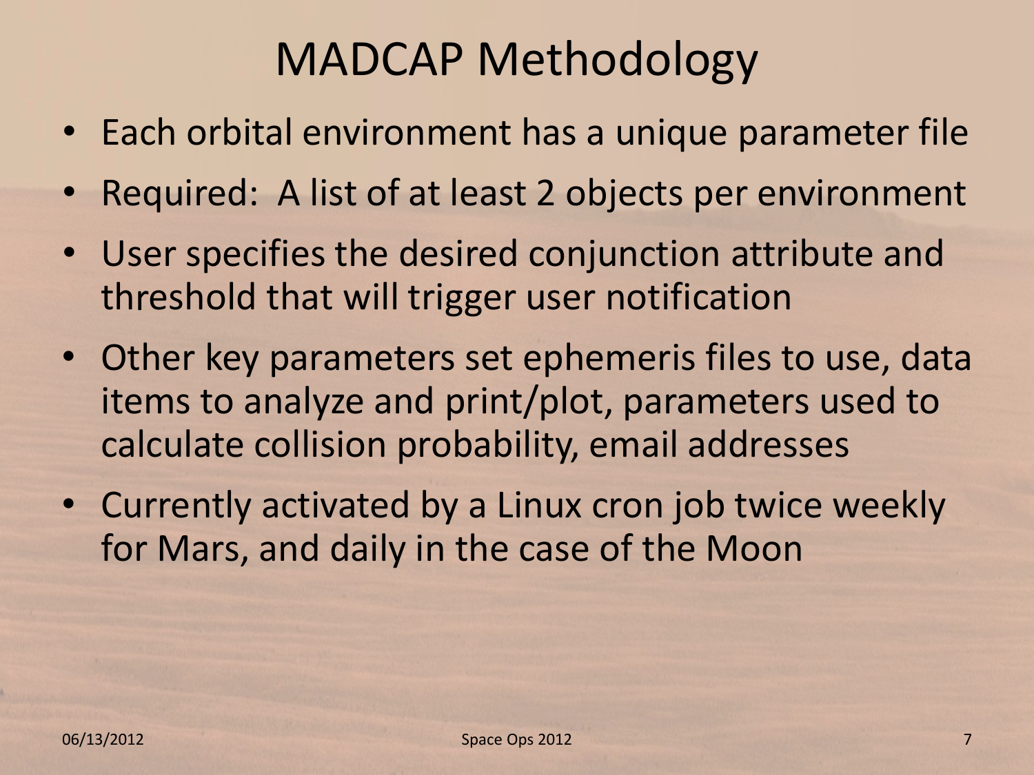# MADCAP Methodology

- Each orbital environment has a unique parameter file
- Required: A list of at least 2 objects per environment
- User specifies the desired conjunction attribute and threshold that will trigger user notification
- Other key parameters set ephemeris files to use, data items to analyze and print/plot, parameters used to calculate collision probability, email addresses
- Currently activated by a Linux cron job twice weekly for Mars, and daily in the case of the Moon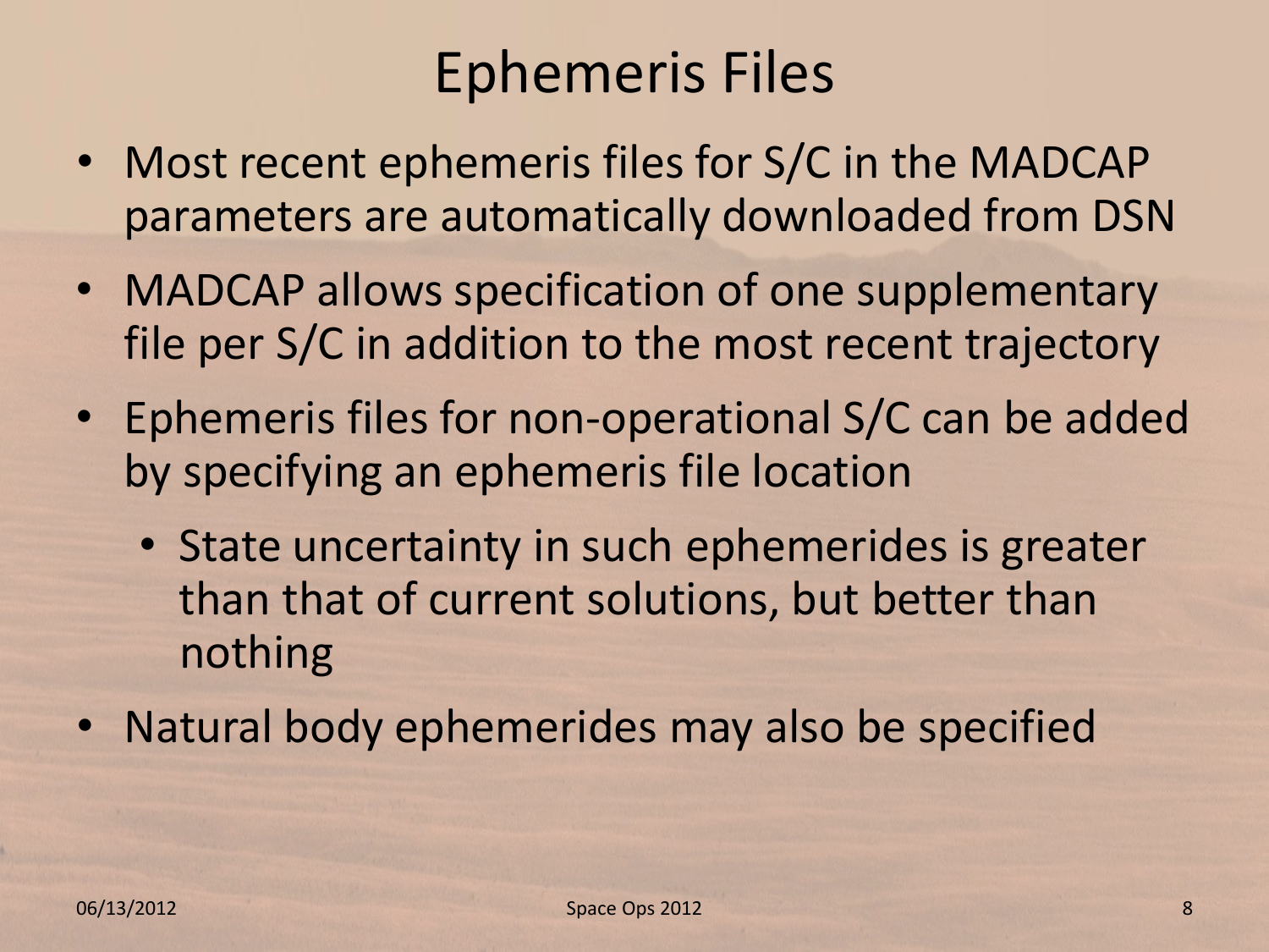# Ephemeris Files

- Most recent ephemeris files for S/C in the MADCAP parameters are automatically downloaded from DSN
- MADCAP allows specification of one supplementary file per S/C in addition to the most recent trajectory
- Ephemeris files for non-operational S/C can be added by specifying an ephemeris file location
  - State uncertainty in such ephemerides is greater than that of current solutions, but better than nothing
- Natural body ephemerides may also be specified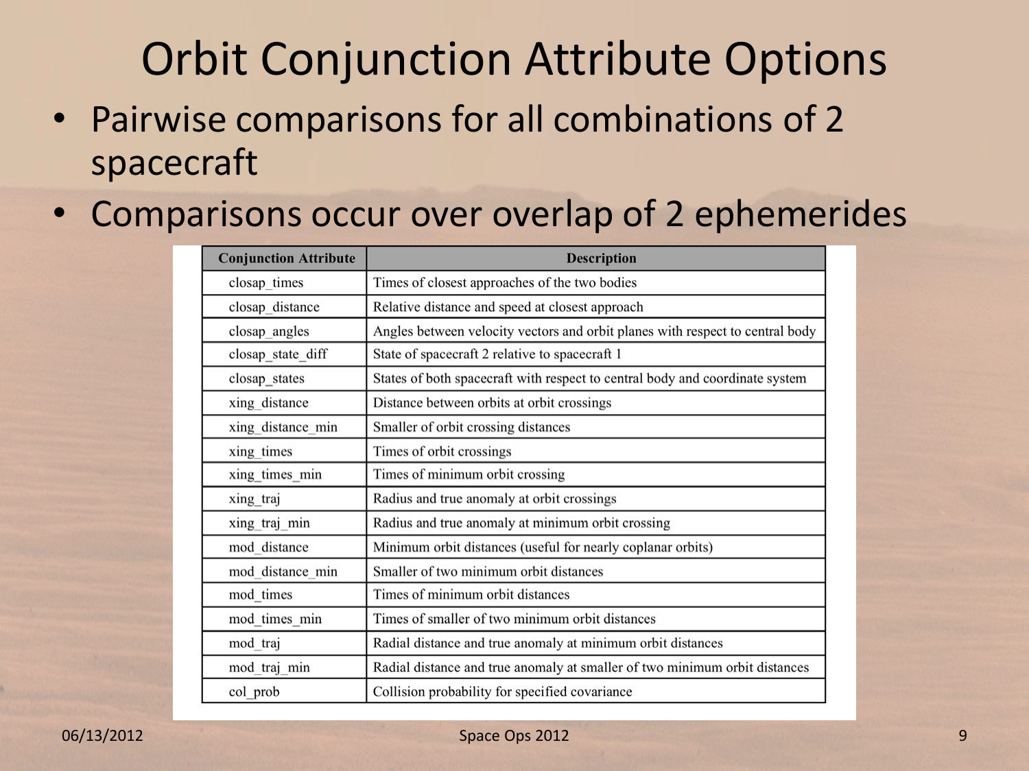# Orbit Conjunction Attribute Options

- Pairwise comparisons for all combinations of 2 spacecraft
- Comparisons occur over overlap of 2 ephemerides

| Conjunction Attribute | Description |
|---|---|
| closap_times | Times of closest approaches of the two bodies |
| closap_distance | Relative distance and speed at closest approach |
| closap_angles | Angles between velocity vectors and orbit planes with respect to central body |
| closap_state_diff | State of spacecraft 2 relative to spacecraft 1 |
| closap_states | States of both spacecraft with respect to central body and coordinate system |
| xing_distance | Distance between orbits at orbit crossings |
| xing_distance_min | Smaller of orbit crossing distances |
| xing_times | Times of orbit crossings |
| xing_times_min | Times of minimum orbit crossing |
| xing_traj | Radius and true anomaly at orbit crossings |
| xing_traj_min | Radius and true anomaly at minimum orbit crossing |
| mod_distance | Minimum orbit distances (useful for nearly coplanar orbits) |
| mod_distance_min | Smaller of two minimum orbit distances |
| mod_times | Times of minimum orbit distances |
| mod_times_min | Times of smaller of two minimum orbit distances |
| mod_traj | Radial distance and true anomaly at minimum orbit distances |
| mod_traj_min | Radial distance and true anomaly at smaller of two minimum orbit distances |
| col_prob | Collision probability for specified covariance |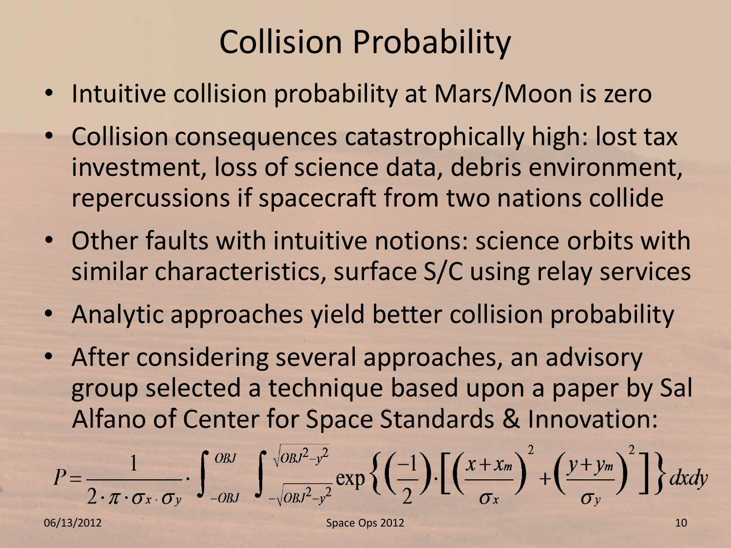# Collision Probability

- Intuitive collision probability at Mars/Moon is zero
- Collision consequences catastrophically high: lost tax investment, loss of science data, debris environment, repercussions if spacecraft from two nations collide
- Other faults with intuitive notions: science orbits with similar characteristics, surface S/C using relay services
- Analytic approaches yield better collision probability
- After considering several approaches, an advisory group selected a technique based upon a paper by Sal Alfano of Center for Space Standards & Innovation:

$$P = \frac{1}{2 \cdot \pi \cdot \sigma_x \cdot \sigma_y} \cdot \int_{-OBJ}^{OBJ} \int_{-\sqrt{OBJ^2 - y^2}}^{\sqrt{OBJ^2 - y^2}} \exp\left\{ \left(\frac{-1}{2}\right) \cdot \left[ \left(\frac{x + x_m}{\sigma_x}\right)^2 + \left(\frac{y + y_m}{\sigma_y}\right)^2 \right] \right\} dx dy$$

06/13/2012 Space Ops 2012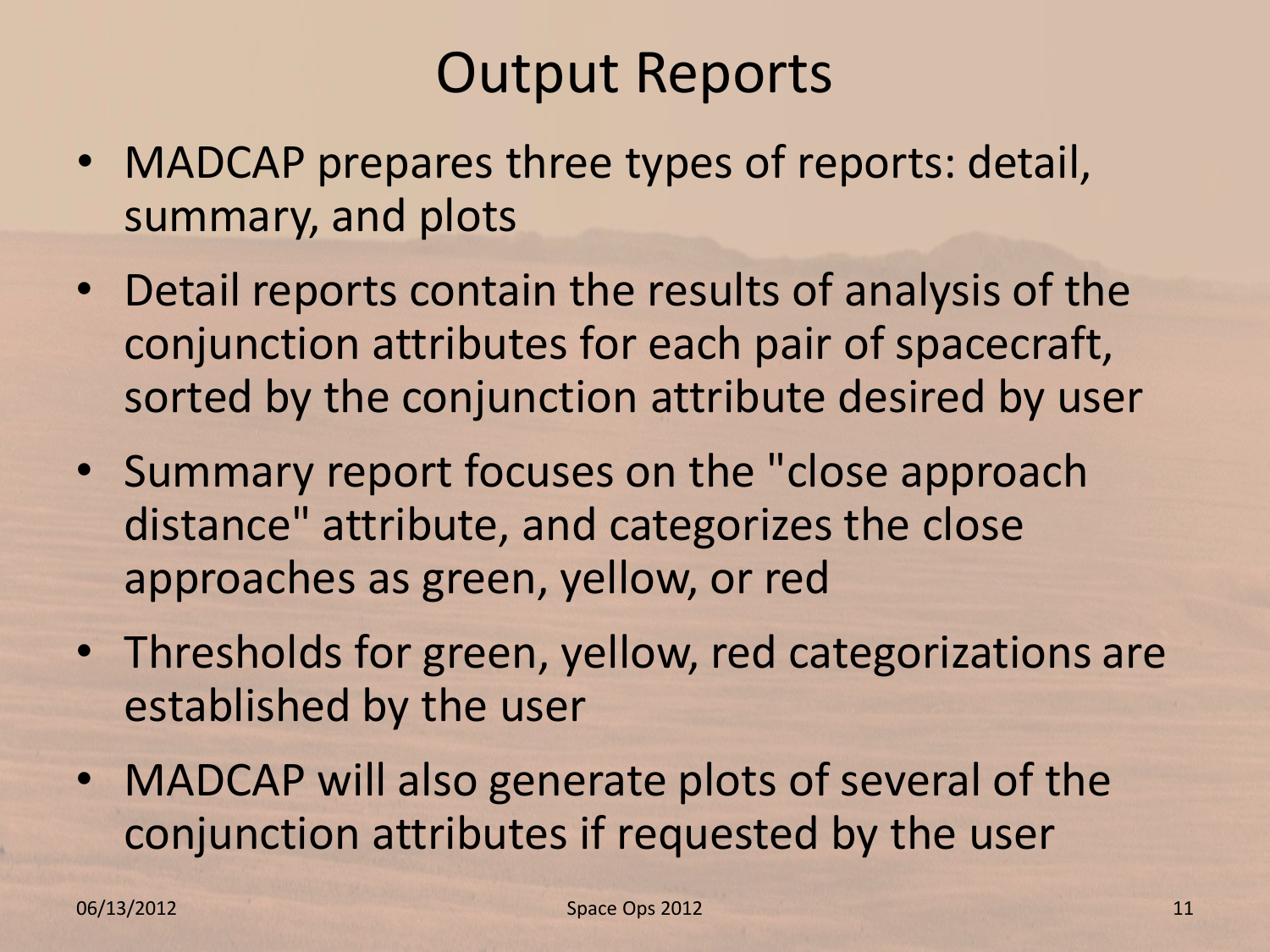# Output Reports

- MADCAP prepares three types of reports: detail, summary, and plots
- Detail reports contain the results of analysis of the conjunction attributes for each pair of spacecraft, sorted by the conjunction attribute desired by user
- Summary report focuses on the "close approach distance" attribute, and categorizes the close approaches as green, yellow, or red
- Thresholds for green, yellow, red categorizations are established by the user
- MADCAP will also generate plots of several of the conjunction attributes if requested by the user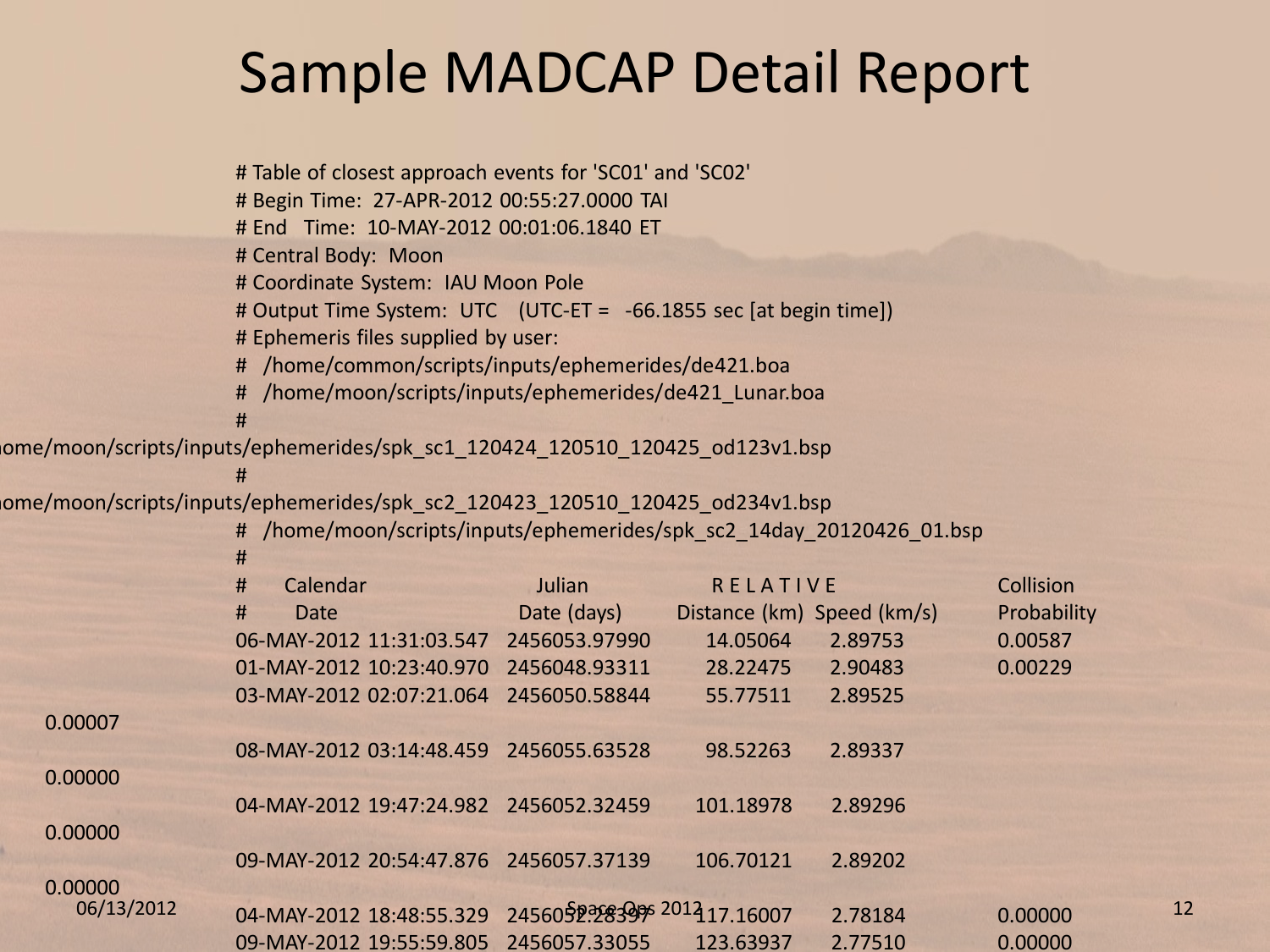# Sample MADCAP Detail Report

```
# Table of closest approach events for 'SC01' and 'SC02'
# Begin Time:  27-APR-2012 00:55:27.0000 TAI
# End   Time:  10-MAY-2012 00:01:06.1840 ET
# Central Body:  Moon
# Coordinate System:  IAU Moon Pole
# Output Time System:  UTC    (UTC-ET =   -66.1855 sec [at begin time])
# Ephemeris files supplied by user:
#   /home/common/scripts/inputs/ephemerides/de421.boa
#   /home/moon/scripts/inputs/ephemerides/de421_Lunar.boa
#   /home/moon/scripts/inputs/ephemerides/spk_sc1_120424_120510_120425_od123v1.bsp
#   /home/moon/scripts/inputs/ephemerides/spk_sc2_120423_120510_120425_od234v1.bsp
#   /home/moon/scripts/inputs/ephemerides/spk_sc2_14day_20120426_01.bsp
#
#      Calendar                 Julian           R E L A T I V E            Collision
#        Date                 Date (days)    Distance (km)  Speed (km/s)    Probability
06-MAY-2012 11:31:03.547  2456053.97990     14.05064     2.89753          0.00587
01-MAY-2012 10:23:40.970  2456048.93311     28.22475     2.90483          0.00229
03-MAY-2012 02:07:21.064  2456050.58844     55.77511     2.89525          0.00007
08-MAY-2012 03:14:48.459  2456055.63528     98.52263     2.89337          0.00000
04-MAY-2012 19:47:24.982  2456052.32459    101.18978     2.89296          0.00000
09-MAY-2012 20:54:47.876  2456057.37139    106.70121     2.89202          0.00000
04-MAY-2012 18:48:55.329  2456052.28397    117.16007     2.78184          0.00000
09-MAY-2012 19:55:59.805  2456057.33055    123.63937     2.77510          0.00000
```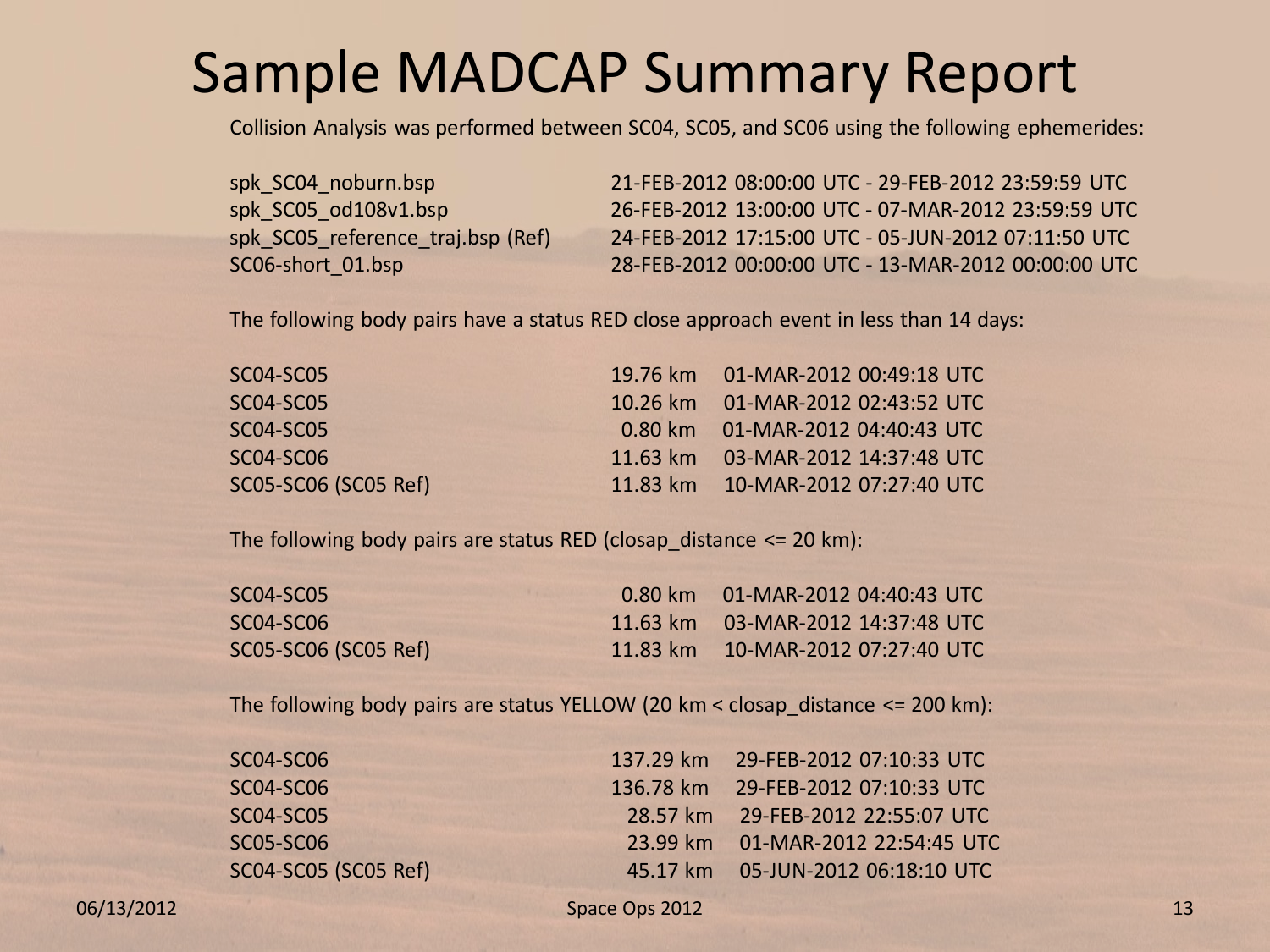# Sample MADCAP Summary Report

Collision Analysis was performed between SC04, SC05, and SC06 using the following ephemerides:

| Ephemeris | Coverage |
|---|---|
| spk_SC04_noburn.bsp | 21-FEB-2012 08:00:00 UTC - 29-FEB-2012 23:59:59 UTC |
| spk_SC05_od108v1.bsp | 26-FEB-2012 13:00:00 UTC - 07-MAR-2012 23:59:59 UTC |
| spk_SC05_reference_traj.bsp (Ref) | 24-FEB-2012 17:15:00 UTC - 05-JUN-2012 07:11:50 UTC |
| SC06-short_01.bsp | 28-FEB-2012 00:00:00 UTC - 13-MAR-2012 00:00:00 UTC |

The following body pairs have a status RED close approach event in less than 14 days:

| Body Pair | Distance | Time |
|---|---|---|
| SC04-SC05 | 19.76 km | 01-MAR-2012 00:49:18 UTC |
| SC04-SC05 | 10.26 km | 01-MAR-2012 02:43:52 UTC |
| SC04-SC05 | 0.80 km | 01-MAR-2012 04:40:43 UTC |
| SC04-SC06 | 11.63 km | 03-MAR-2012 14:37:48 UTC |
| SC05-SC06 (SC05 Ref) | 11.83 km | 10-MAR-2012 07:27:40 UTC |

The following body pairs are status RED (closap_distance <= 20 km):

| Body Pair | Distance | Time |
|---|---|---|
| SC04-SC05 | 0.80 km | 01-MAR-2012 04:40:43 UTC |
| SC04-SC06 | 11.63 km | 03-MAR-2012 14:37:48 UTC |
| SC05-SC06 (SC05 Ref) | 11.83 km | 10-MAR-2012 07:27:40 UTC |

The following body pairs are status YELLOW (20 km < closap_distance <= 200 km):

| Body Pair | Distance | Time |
|---|---|---|
| SC04-SC06 | 137.29 km | 29-FEB-2012 07:10:33 UTC |
| SC04-SC06 | 136.78 km | 29-FEB-2012 07:10:33 UTC |
| SC04-SC05 | 28.57 km | 29-FEB-2012 22:55:07 UTC |
| SC05-SC06 | 23.99 km | 01-MAR-2012 22:54:45 UTC |
| SC04-SC05 (SC05 Ref) | 45.17 km | 05-JUN-2012 06:18:10 UTC |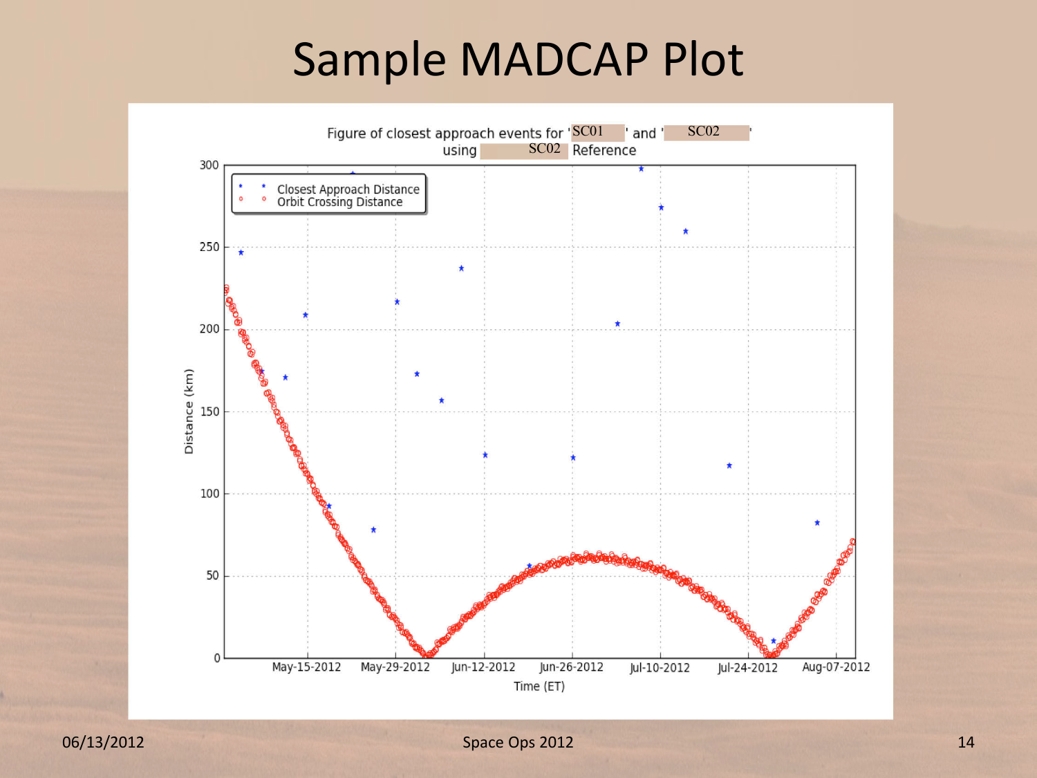# Sample MADCAP Plot

Figure of closest approach events for 'SC01' and 'SC02' using SC02 Reference

- Closest Approach Distance
- Orbit Crossing Distance

Distance (km): 0, 50, 100, 150, 200, 250, 300

Time (ET): May-15-2012, May-29-2012, Jun-12-2012, Jun-26-2012, Jul-10-2012, Jul-24-2012, Aug-07-2012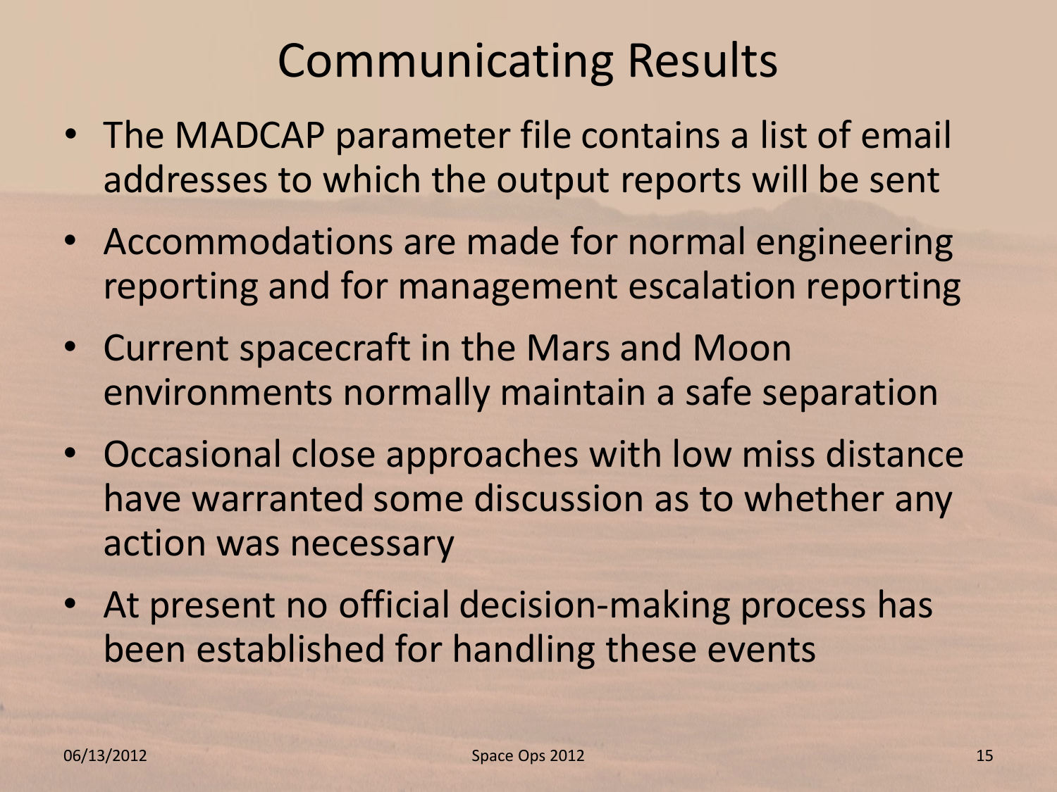# Communicating Results

- The MADCAP parameter file contains a list of email addresses to which the output reports will be sent
- Accommodations are made for normal engineering reporting and for management escalation reporting
- Current spacecraft in the Mars and Moon environments normally maintain a safe separation
- Occasional close approaches with low miss distance have warranted some discussion as to whether any action was necessary
- At present no official decision-making process has been established for handling these events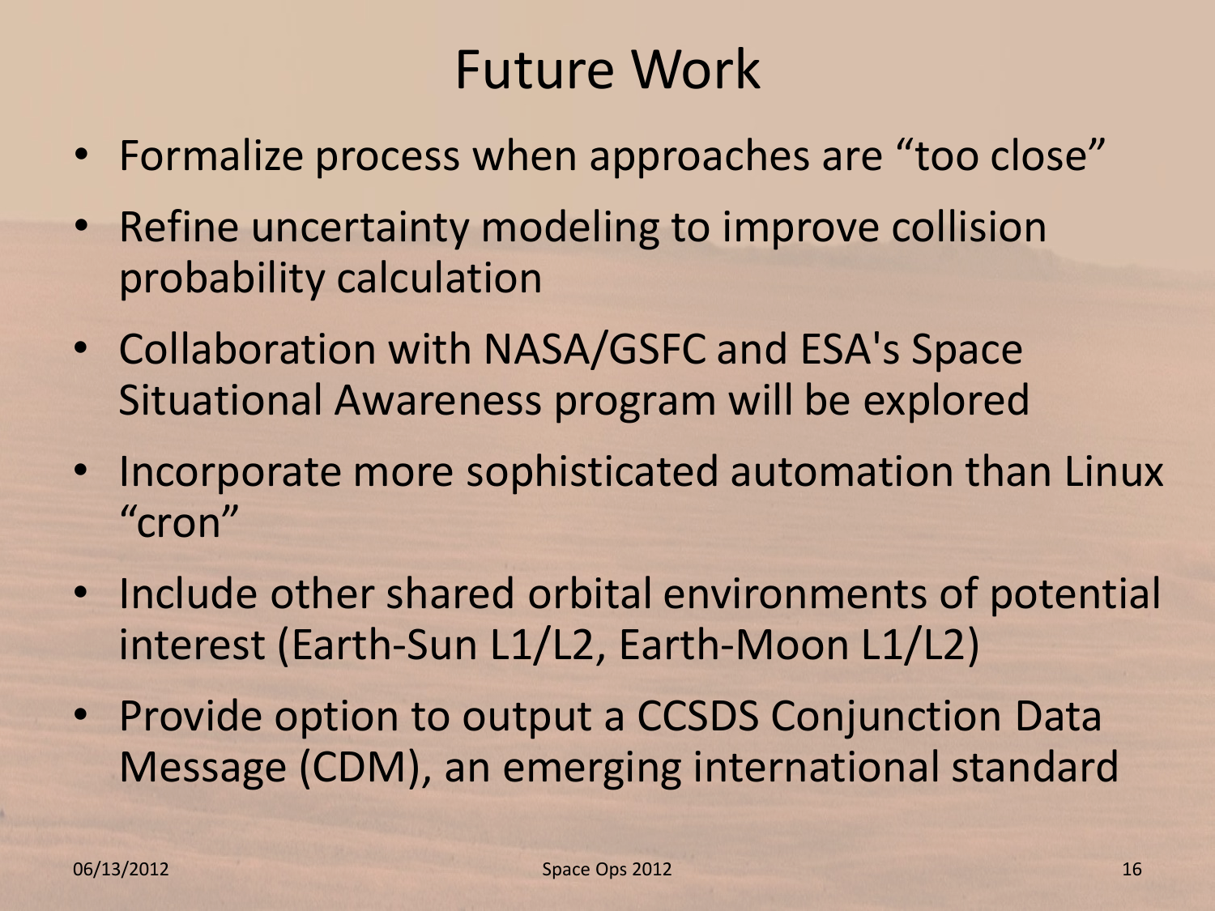# Future Work

- Formalize process when approaches are “too close”
- Refine uncertainty modeling to improve collision probability calculation
- Collaboration with NASA/GSFC and ESA's Space Situational Awareness program will be explored
- Incorporate more sophisticated automation than Linux “cron”
- Include other shared orbital environments of potential interest (Earth-Sun L1/L2, Earth-Moon L1/L2)
- Provide option to output a CCSDS Conjunction Data Message (CDM), an emerging international standard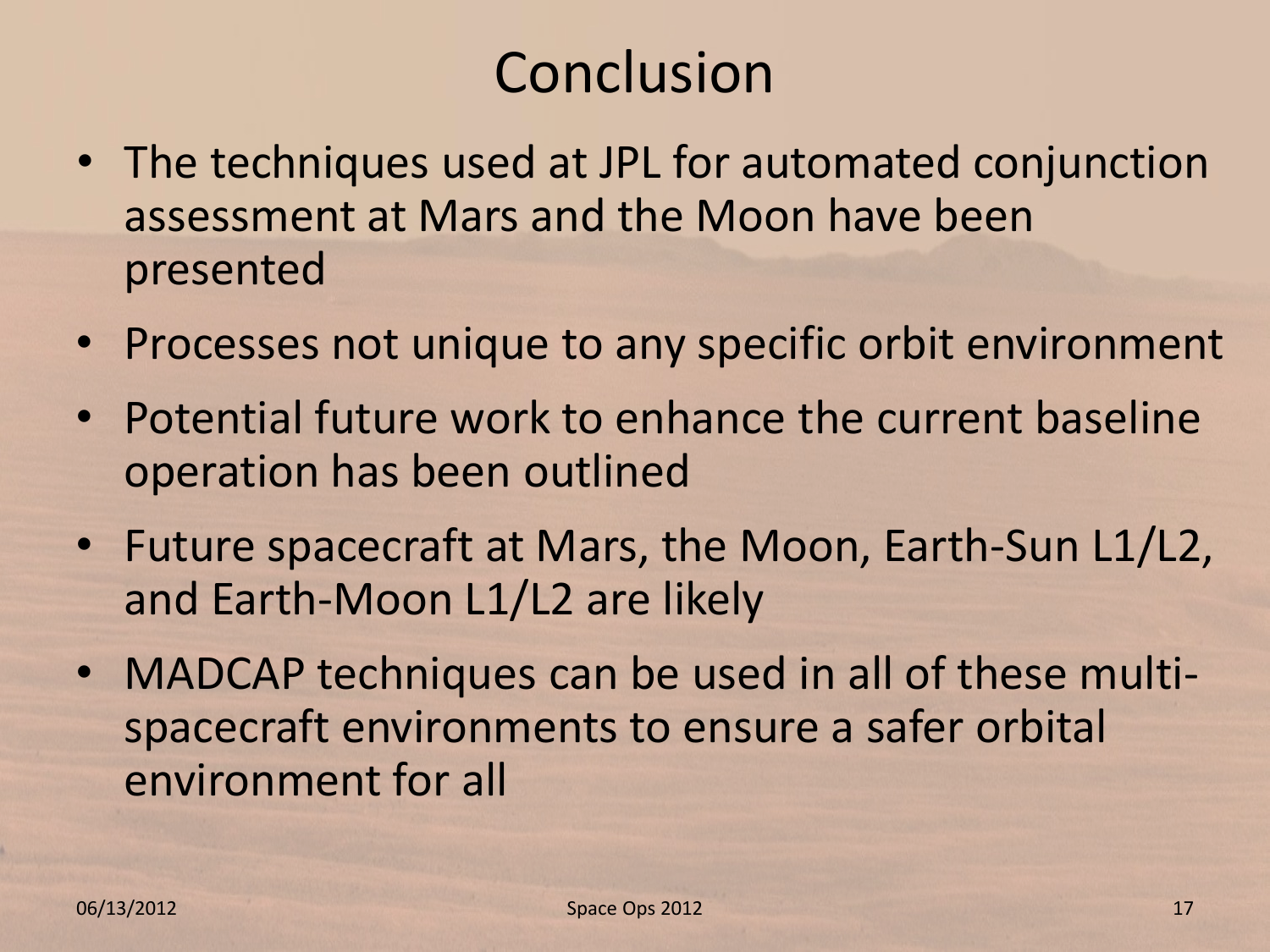# Conclusion

- The techniques used at JPL for automated conjunction assessment at Mars and the Moon have been presented
- Processes not unique to any specific orbit environment
- Potential future work to enhance the current baseline operation has been outlined
- Future spacecraft at Mars, the Moon, Earth-Sun L1/L2, and Earth-Moon L1/L2 are likely
- MADCAP techniques can be used in all of these multi-spacecraft environments to ensure a safer orbital environment for all